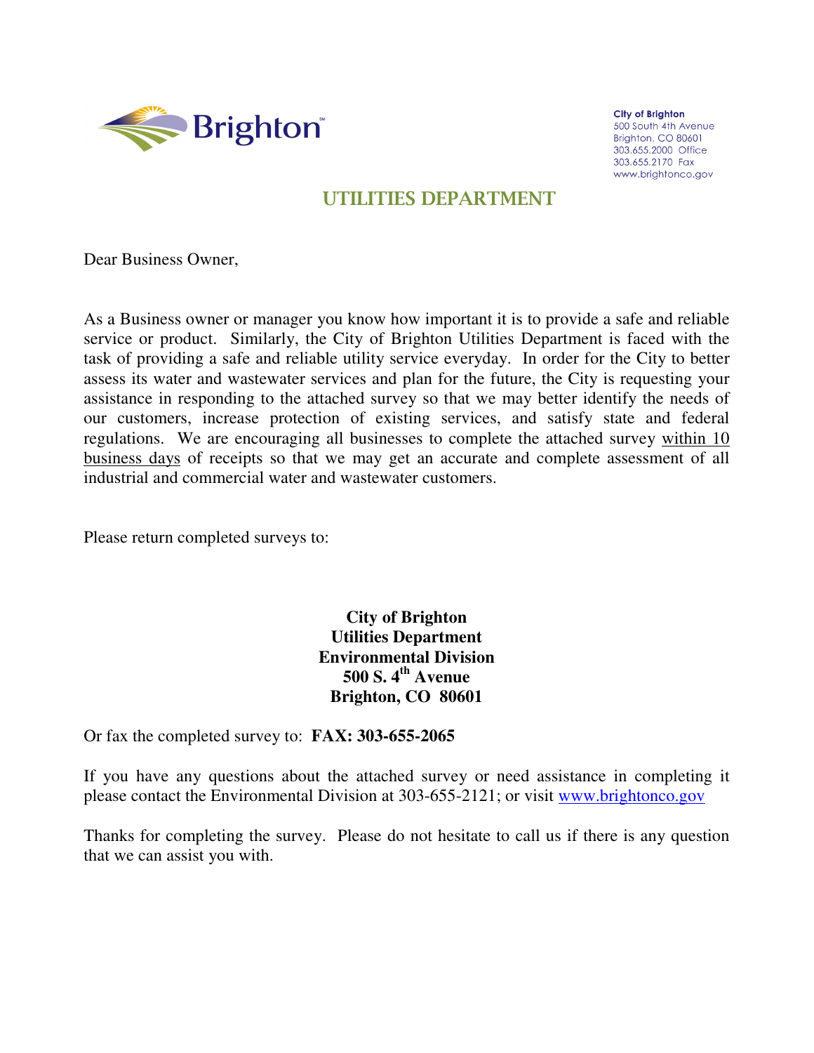Brighton

City of Brighton
500 South 4th Avenue
Brighton, CO 80601
303.655.2000 Office
303.655.2170 Fax
www.brightonco.gov

## UTILITIES DEPARTMENT

Dear Business Owner,

As a Business owner or manager you know how important it is to provide a safe and reliable service or product. Similarly, the City of Brighton Utilities Department is faced with the task of providing a safe and reliable utility service everyday. In order for the City to better assess its water and wastewater services and plan for the future, the City is requesting your assistance in responding to the attached survey so that we may better identify the needs of our customers, increase protection of existing services, and satisfy state and federal regulations. We are encouraging all businesses to complete the attached survey within 10 business days of receipts so that we may get an accurate and complete assessment of all industrial and commercial water and wastewater customers.

Please return completed surveys to:

**City of Brighton**
**Utilities Department**
**Environmental Division**
**500 S. 4th Avenue**
**Brighton, CO 80601**

Or fax the completed survey to: **FAX: 303-655-2065**

If you have any questions about the attached survey or need assistance in completing it please contact the Environmental Division at 303-655-2121; or visit www.brightonco.gov

Thanks for completing the survey. Please do not hesitate to call us if there is any question that we can assist you with.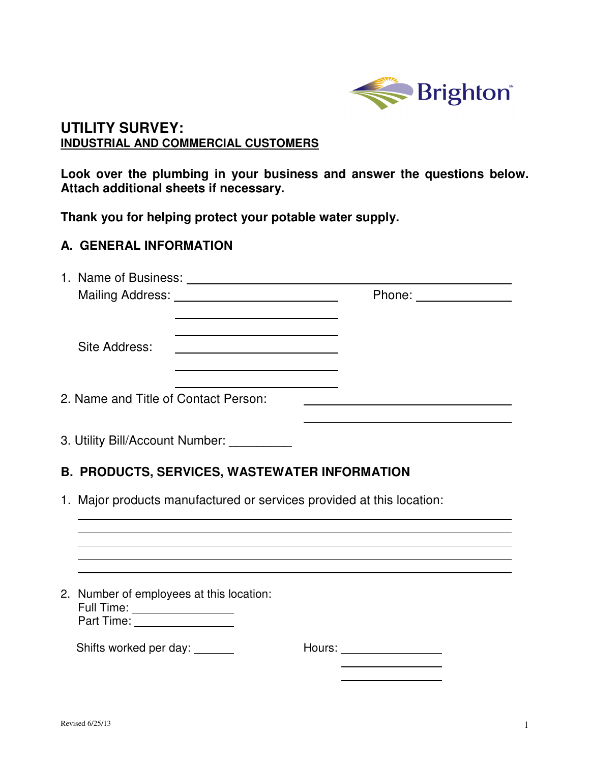# UTILITY SURVEY:
## INDUSTRIAL AND COMMERCIAL CUSTOMERS

**Look over the plumbing in your business and answer the questions below. Attach additional sheets if necessary.**

**Thank you for helping protect your potable water supply.**

## A. GENERAL INFORMATION

1. Name of Business: ______________________________________________

   Mailing Address: ___________________________ Phone: ______________

   ___________________________

   ___________________________

   Site Address: ___________________________

   ___________________________

   ___________________________

2. Name and Title of Contact Person: ___________________________________

   ___________________________________

3. Utility Bill/Account Number: _________

## B. PRODUCTS, SERVICES, WASTEWATER INFORMATION

1. Major products manufactured or services provided at this location:

   ______________________________________________________________

   ______________________________________________________________

   ______________________________________________________________

   ______________________________________________________________

   ______________________________________________________________

2. Number of employees at this location:

   Full Time: ______________

   Part Time: ______________

   Shifts worked per day: ______ Hours: ______________

   ______________

   ______________

Revised 6/25/13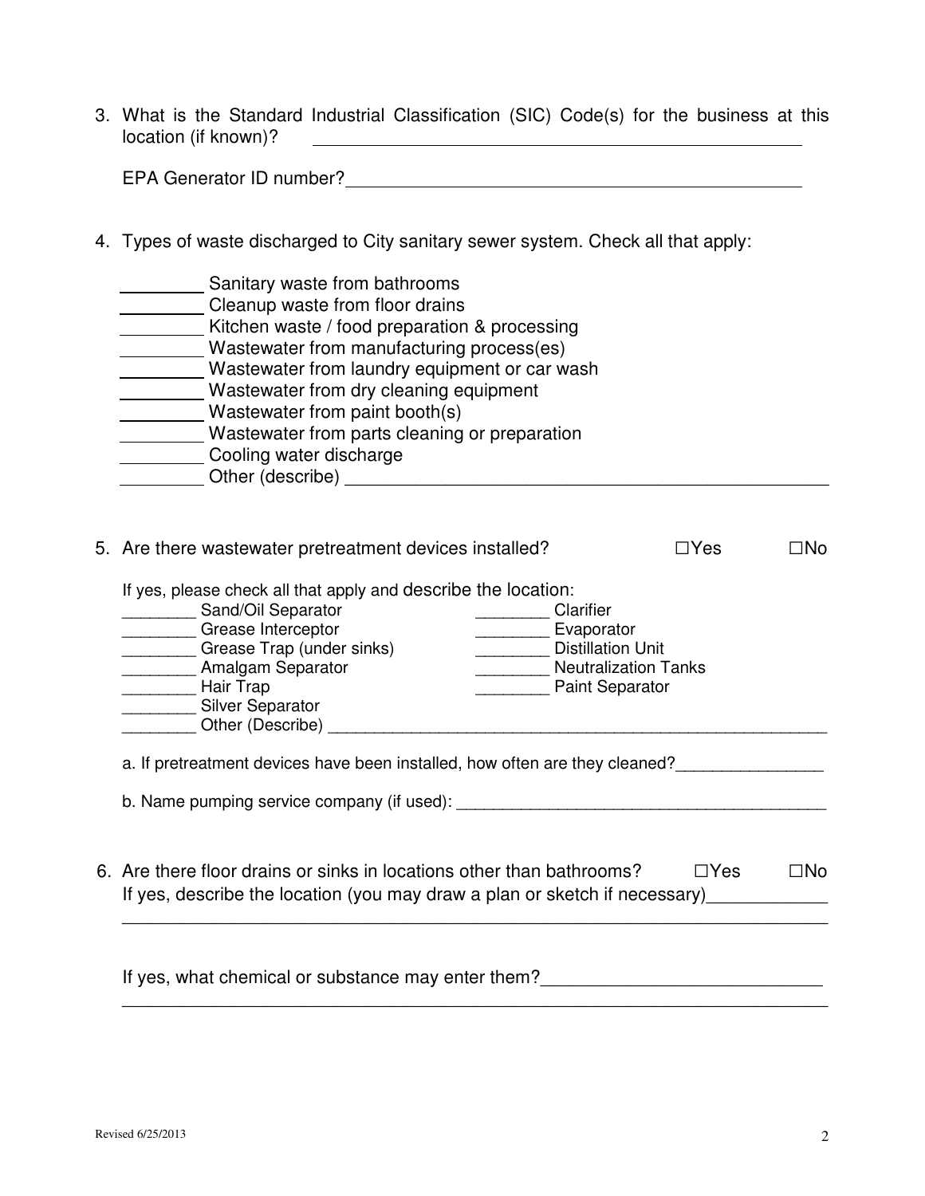3. What is the Standard Industrial Classification (SIC) Code(s) for the business at this location (if known)? ____________________________________________

   EPA Generator ID number?____________________________________________

4. Types of waste discharged to City sanitary sewer system. Check all that apply:

   ________ Sanitary waste from bathrooms
   ________ Cleanup waste from floor drains
   ________ Kitchen waste / food preparation & processing
   ________ Wastewater from manufacturing process(es)
   ________ Wastewater from laundry equipment or car wash
   ________ Wastewater from dry cleaning equipment
   ________ Wastewater from paint booth(s)
   ________ Wastewater from parts cleaning or preparation
   ________ Cooling water discharge
   ________ Other (describe) ____________________________________________

5. Are there wastewater pretreatment devices installed? ☐Yes ☐No

   If yes, please check all that apply and describe the location:

   ________ Sand/Oil Separator
   ________ Grease Interceptor
   ________ Grease Trap (under sinks)
   ________ Amalgam Separator
   ________ Hair Trap
   ________ Silver Separator
   ________ Clarifier
   ________ Evaporator
   ________ Distillation Unit
   ________ Neutralization Tanks
   ________ Paint Separator
   ________ Other (Describe) ____________________________________________

   a. If pretreatment devices have been installed, how often are they cleaned?________________

   b. Name pumping service company (if used): ________________________________________

6. Are there floor drains or sinks in locations other than bathrooms? ☐Yes ☐No
   If yes, describe the location (you may draw a plan or sketch if necessary)____________
   ____________________________________________________________________________

   If yes, what chemical or substance may enter them?____________________________
   ____________________________________________________________________________

Revised 6/25/2013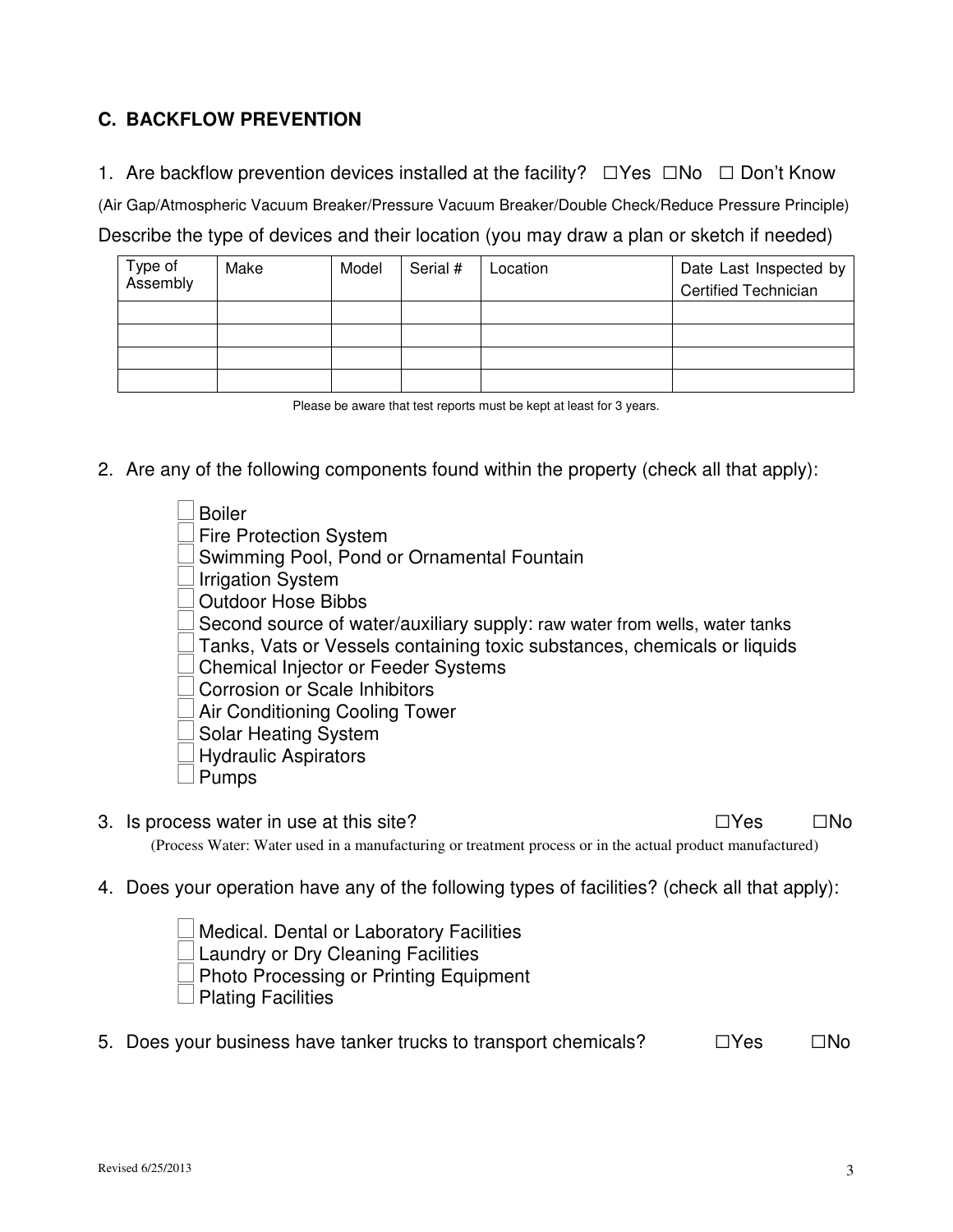### C. BACKFLOW PREVENTION

1. Are backflow prevention devices installed at the facility? ☐Yes ☐No ☐ Don't Know

(Air Gap/Atmospheric Vacuum Breaker/Pressure Vacuum Breaker/Double Check/Reduce Pressure Principle)

Describe the type of devices and their location (you may draw a plan or sketch if needed)

| Type of Assembly | Make | Model | Serial # | Location | Date Last Inspected by Certified Technician |
|---|---|---|---|---|---|
| | | | | | |
| | | | | | |
| | | | | | |
| | | | | | |

Please be aware that test reports must be kept at least for 3 years.

2. Are any of the following components found within the property (check all that apply):

   - ☐ Boiler
   - ☐ Fire Protection System
   - ☐ Swimming Pool, Pond or Ornamental Fountain
   - ☐ Irrigation System
   - ☐ Outdoor Hose Bibbs
   - ☐ Second source of water/auxiliary supply: raw water from wells, water tanks
   - ☐ Tanks, Vats or Vessels containing toxic substances, chemicals or liquids
   - ☐ Chemical Injector or Feeder Systems
   - ☐ Corrosion or Scale Inhibitors
   - ☐ Air Conditioning Cooling Tower
   - ☐ Solar Heating System
   - ☐ Hydraulic Aspirators
   - ☐ Pumps

3. Is process water in use at this site? ☐Yes ☐No

   (Process Water: Water used in a manufacturing or treatment process or in the actual product manufactured)

4. Does your operation have any of the following types of facilities? (check all that apply):

   - ☐ Medical. Dental or Laboratory Facilities
   - ☐ Laundry or Dry Cleaning Facilities
   - ☐ Photo Processing or Printing Equipment
   - ☐ Plating Facilities

5. Does your business have tanker trucks to transport chemicals? ☐Yes ☐No

Revised 6/25/2013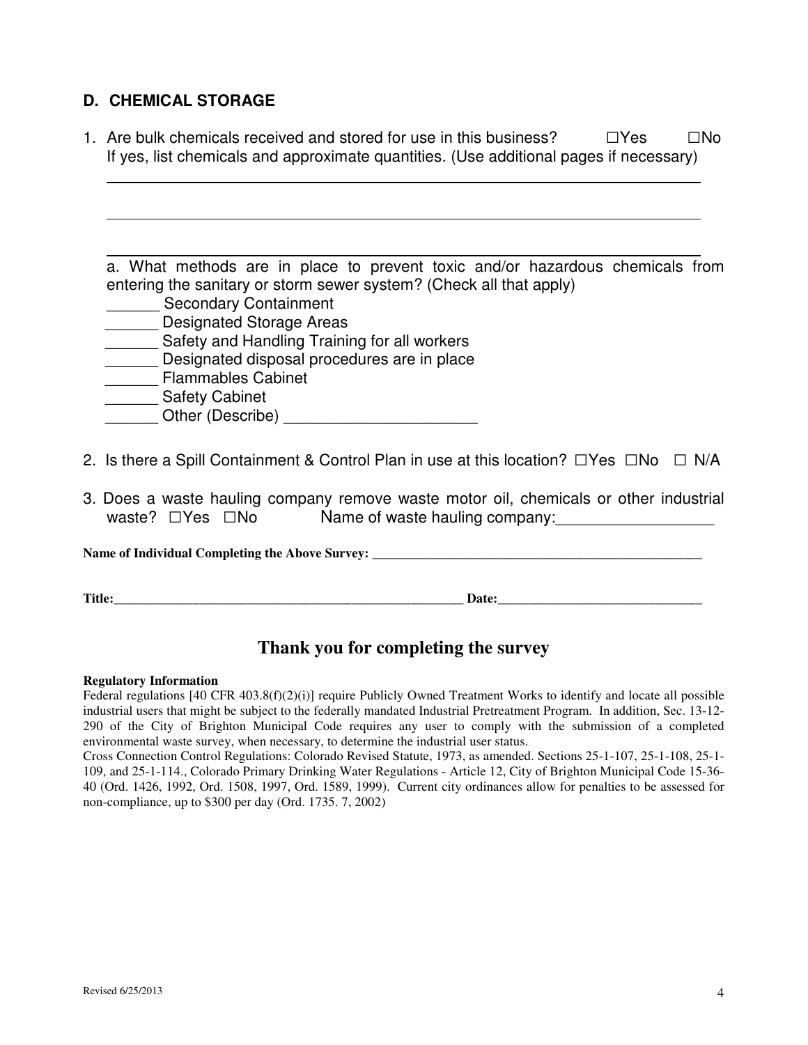## D. CHEMICAL STORAGE

1. Are bulk chemicals received and stored for use in this business? ☐Yes ☐No
   If yes, list chemicals and approximate quantities. (Use additional pages if necessary)

   ______________________________________________________________________

   ______________________________________________________________________

   ______________________________________________________________________

   a. What methods are in place to prevent toxic and/or hazardous chemicals from entering the sanitary or storm sewer system? (Check all that apply)
   ______ Secondary Containment
   ______ Designated Storage Areas
   ______ Safety and Handling Training for all workers
   ______ Designated disposal procedures are in place
   ______ Flammables Cabinet
   ______ Safety Cabinet
   ______ Other (Describe) ______________________

2. Is there a Spill Containment & Control Plan in use at this location? ☐Yes ☐No ☐ N/A

3. Does a waste hauling company remove waste motor oil, chemicals or other industrial waste? ☐Yes ☐No Name of waste hauling company:__________________

**Name of Individual Completing the Above Survey:** ___________________________________________________

**Title:**_______________________________________________________ **Date:**_______________________________

## Thank you for completing the survey

**Regulatory Information**

Federal regulations [40 CFR 403.8(f)(2)(i)] require Publicly Owned Treatment Works to identify and locate all possible industrial users that might be subject to the federally mandated Industrial Pretreatment Program. In addition, Sec. 13-12-290 of the City of Brighton Municipal Code requires any user to comply with the submission of a completed environmental waste survey, when necessary, to determine the industrial user status.

Cross Connection Control Regulations: Colorado Revised Statute, 1973, as amended. Sections 25-1-107, 25-1-108, 25-1-109, and 25-1-114., Colorado Primary Drinking Water Regulations - Article 12, City of Brighton Municipal Code 15-36-40 (Ord. 1426, 1992, Ord. 1508, 1997, Ord. 1589, 1999). Current city ordinances allow for penalties to be assessed for non-compliance, up to $300 per day (Ord. 1735. 7, 2002)

Revised 6/25/2013